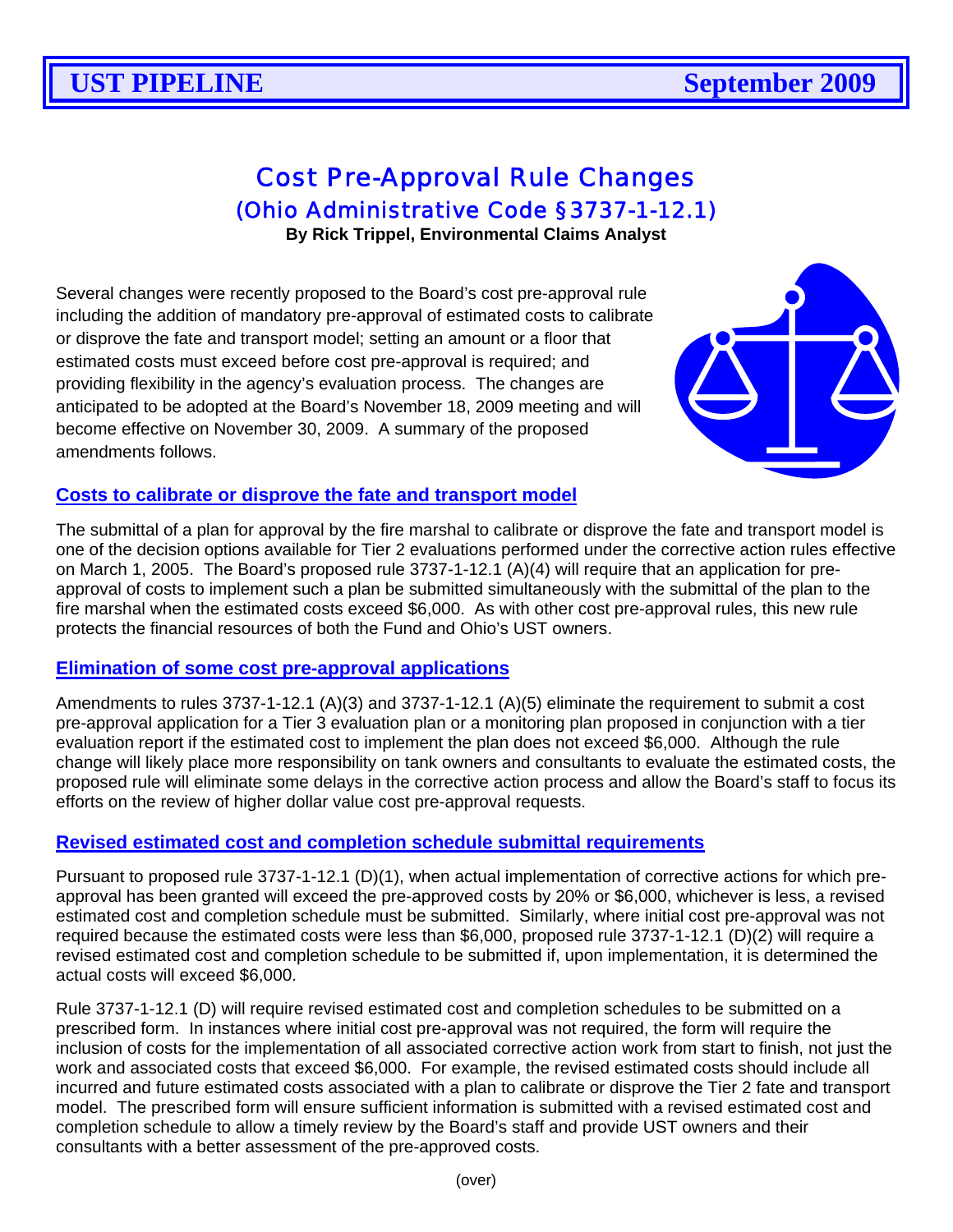# UST PIPELINE September 2009

## Cost Pre-Approval Rule Changes
## (Ohio Administrative Code §3737-1-12.1)

**By Rick Trippel, Environmental Claims Analyst**

Several changes were recently proposed to the Board's cost pre-approval rule including the addition of mandatory pre-approval of estimated costs to calibrate or disprove the fate and transport model; setting an amount or a floor that estimated costs must exceed before cost pre-approval is required; and providing flexibility in the agency's evaluation process. The changes are anticipated to be adopted at the Board's November 18, 2009 meeting and will become effective on November 30, 2009. A summary of the proposed amendments follows.

### Costs to calibrate or disprove the fate and transport model

The submittal of a plan for approval by the fire marshal to calibrate or disprove the fate and transport model is one of the decision options available for Tier 2 evaluations performed under the corrective action rules effective on March 1, 2005. The Board's proposed rule 3737-1-12.1 (A)(4) will require that an application for pre-approval of costs to implement such a plan be submitted simultaneously with the submittal of the plan to the fire marshal when the estimated costs exceed $6,000. As with other cost pre-approval rules, this new rule protects the financial resources of both the Fund and Ohio's UST owners.

### Elimination of some cost pre-approval applications

Amendments to rules 3737-1-12.1 (A)(3) and 3737-1-12.1 (A)(5) eliminate the requirement to submit a cost pre-approval application for a Tier 3 evaluation plan or a monitoring plan proposed in conjunction with a tier evaluation report if the estimated cost to implement the plan does not exceed $6,000. Although the rule change will likely place more responsibility on tank owners and consultants to evaluate the estimated costs, the proposed rule will eliminate some delays in the corrective action process and allow the Board's staff to focus its efforts on the review of higher dollar value cost pre-approval requests.

### Revised estimated cost and completion schedule submittal requirements

Pursuant to proposed rule 3737-1-12.1 (D)(1), when actual implementation of corrective actions for which pre-approval has been granted will exceed the pre-approved costs by 20% or $6,000, whichever is less, a revised estimated cost and completion schedule must be submitted. Similarly, where initial cost pre-approval was not required because the estimated costs were less than $6,000, proposed rule 3737-1-12.1 (D)(2) will require a revised estimated cost and completion schedule to be submitted if, upon implementation, it is determined the actual costs will exceed $6,000.

Rule 3737-1-12.1 (D) will require revised estimated cost and completion schedules to be submitted on a prescribed form. In instances where initial cost pre-approval was not required, the form will require the inclusion of costs for the implementation of all associated corrective action work from start to finish, not just the work and associated costs that exceed $6,000. For example, the revised estimated costs should include all incurred and future estimated costs associated with a plan to calibrate or disprove the Tier 2 fate and transport model. The prescribed form will ensure sufficient information is submitted with a revised estimated cost and completion schedule to allow a timely review by the Board's staff and provide UST owners and their consultants with a better assessment of the pre-approved costs.

(over)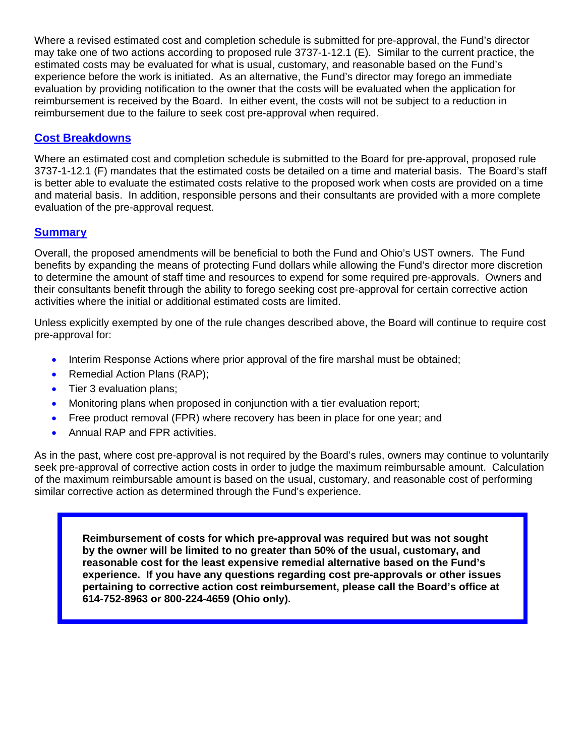Where a revised estimated cost and completion schedule is submitted for pre-approval, the Fund's director may take one of two actions according to proposed rule 3737-1-12.1 (E). Similar to the current practice, the estimated costs may be evaluated for what is usual, customary, and reasonable based on the Fund's experience before the work is initiated. As an alternative, the Fund's director may forego an immediate evaluation by providing notification to the owner that the costs will be evaluated when the application for reimbursement is received by the Board. In either event, the costs will not be subject to a reduction in reimbursement due to the failure to seek cost pre-approval when required.

## Cost Breakdowns

Where an estimated cost and completion schedule is submitted to the Board for pre-approval, proposed rule 3737-1-12.1 (F) mandates that the estimated costs be detailed on a time and material basis. The Board's staff is better able to evaluate the estimated costs relative to the proposed work when costs are provided on a time and material basis. In addition, responsible persons and their consultants are provided with a more complete evaluation of the pre-approval request.

## Summary

Overall, the proposed amendments will be beneficial to both the Fund and Ohio's UST owners. The Fund benefits by expanding the means of protecting Fund dollars while allowing the Fund's director more discretion to determine the amount of staff time and resources to expend for some required pre-approvals. Owners and their consultants benefit through the ability to forego seeking cost pre-approval for certain corrective action activities where the initial or additional estimated costs are limited.

Unless explicitly exempted by one of the rule changes described above, the Board will continue to require cost pre-approval for:

- Interim Response Actions where prior approval of the fire marshal must be obtained;
- Remedial Action Plans (RAP);
- Tier 3 evaluation plans;
- Monitoring plans when proposed in conjunction with a tier evaluation report;
- Free product removal (FPR) where recovery has been in place for one year; and
- Annual RAP and FPR activities.

As in the past, where cost pre-approval is not required by the Board's rules, owners may continue to voluntarily seek pre-approval of corrective action costs in order to judge the maximum reimbursable amount. Calculation of the maximum reimbursable amount is based on the usual, customary, and reasonable cost of performing similar corrective action as determined through the Fund's experience.

**Reimbursement of costs for which pre-approval was required but was not sought by the owner will be limited to no greater than 50% of the usual, customary, and reasonable cost for the least expensive remedial alternative based on the Fund's experience. If you have any questions regarding cost pre-approvals or other issues pertaining to corrective action cost reimbursement, please call the Board's office at 614-752-8963 or 800-224-4659 (Ohio only).**